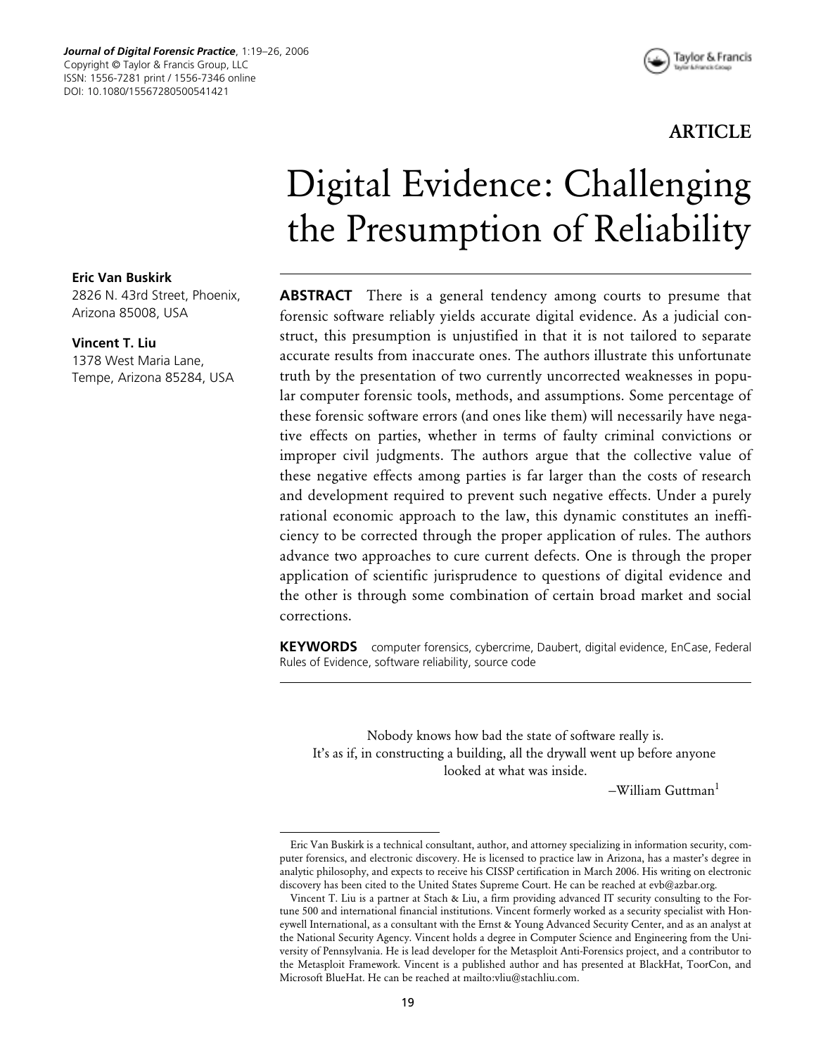ARTICLE

# Digital Evidence: Challenging the Presumption of Reliability

**Eric Van Buskirk**
2826 N. 43rd Street, Phoenix, Arizona 85008, USA

**Vincent T. Liu**
1378 West Maria Lane, Tempe, Arizona 85284, USA

**ABSTRACT** There is a general tendency among courts to presume that forensic software reliably yields accurate digital evidence. As a judicial construct, this presumption is unjustified in that it is not tailored to separate accurate results from inaccurate ones. The authors illustrate this unfortunate truth by the presentation of two currently uncorrected weaknesses in popular computer forensic tools, methods, and assumptions. Some percentage of these forensic software errors (and ones like them) will necessarily have negative effects on parties, whether in terms of faulty criminal convictions or improper civil judgments. The authors argue that the collective value of these negative effects among parties is far larger than the costs of research and development required to prevent such negative effects. Under a purely rational economic approach to the law, this dynamic constitutes an inefficiency to be corrected through the proper application of rules. The authors advance two approaches to cure current defects. One is through the proper application of scientific jurisprudence to questions of digital evidence and the other is through some combination of certain broad market and social corrections.

**KEYWORDS** computer forensics, cybercrime, Daubert, digital evidence, EnCase, Federal Rules of Evidence, software reliability, source code

> Nobody knows how bad the state of software really is.
> It's as if, in constructing a building, all the drywall went up before anyone looked at what was inside.
>
> –William Guttman[1]

---

Eric Van Buskirk is a technical consultant, author, and attorney specializing in information security, computer forensics, and electronic discovery. He is licensed to practice law in Arizona, has a master's degree in analytic philosophy, and expects to receive his CISSP certification in March 2006. His writing on electronic discovery has been cited to the United States Supreme Court. He can be reached at evb@azbar.org.

Vincent T. Liu is a partner at Stach & Liu, a firm providing advanced IT security consulting to the Fortune 500 and international financial institutions. Vincent formerly worked as a security specialist with Honeywell International, as a consultant with the Ernst & Young Advanced Security Center, and as an analyst at the National Security Agency. Vincent holds a degree in Computer Science and Engineering from the University of Pennsylvania. He is lead developer for the Metasploit Anti-Forensics project, and a contributor to the Metasploit Framework. Vincent is a published author and has presented at BlackHat, ToorCon, and Microsoft BlueHat. He can be reached at mailto:vliu@stachliu.com.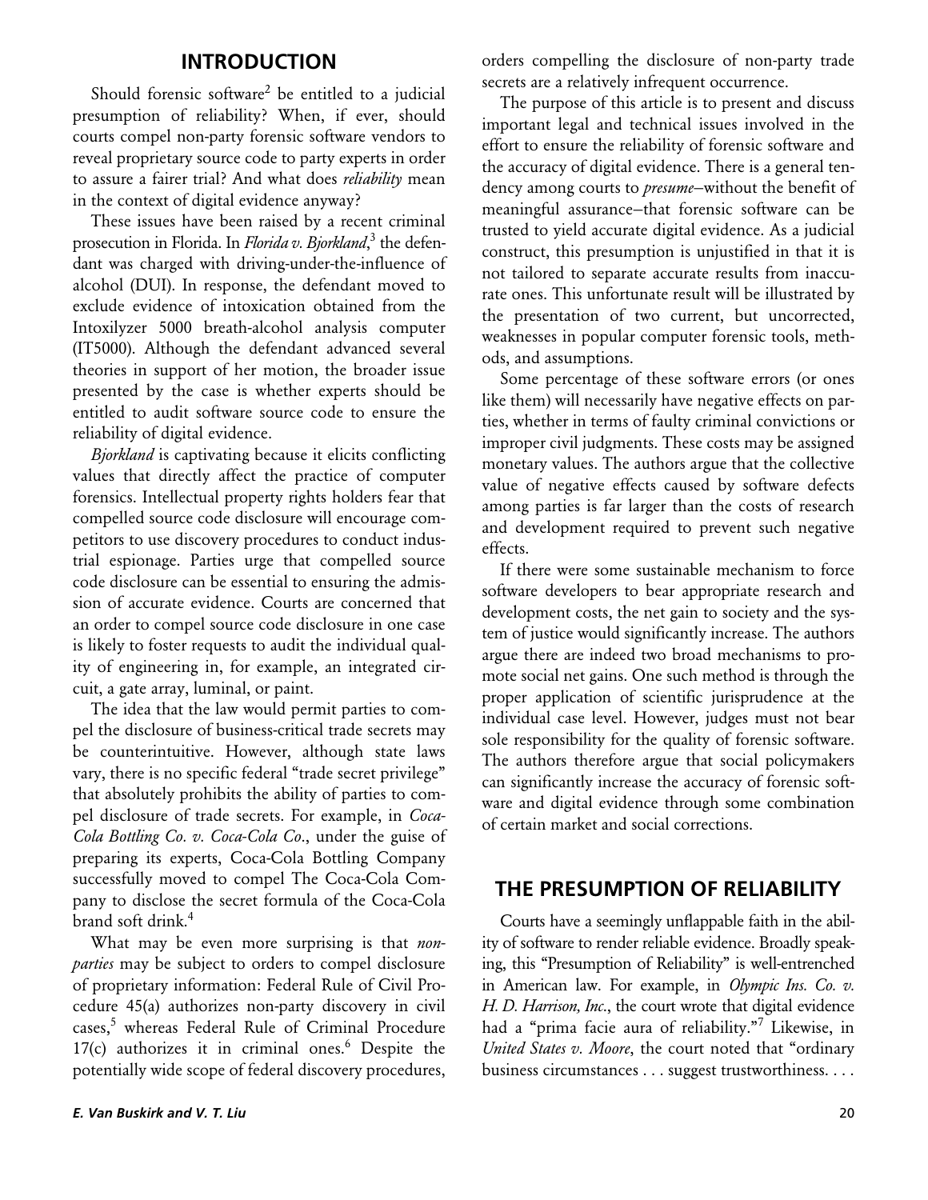## INTRODUCTION

Should forensic software[2] be entitled to a judicial presumption of reliability? When, if ever, should courts compel non-party forensic software vendors to reveal proprietary source code to party experts in order to assure a fairer trial? And what does *reliability* mean in the context of digital evidence anyway?

These issues have been raised by a recent criminal prosecution in Florida. In *Florida v. Bjorkland*,[3] the defendant was charged with driving-under-the-influence of alcohol (DUI). In response, the defendant moved to exclude evidence of intoxication obtained from the Intoxilyzer 5000 breath-alcohol analysis computer (IT5000). Although the defendant advanced several theories in support of her motion, the broader issue presented by the case is whether experts should be entitled to audit software source code to ensure the reliability of digital evidence.

*Bjorkland* is captivating because it elicits conflicting values that directly affect the practice of computer forensics. Intellectual property rights holders fear that compelled source code disclosure will encourage competitors to use discovery procedures to conduct industrial espionage. Parties urge that compelled source code disclosure can be essential to ensuring the admission of accurate evidence. Courts are concerned that an order to compel source code disclosure in one case is likely to foster requests to audit the individual quality of engineering in, for example, an integrated circuit, a gate array, luminal, or paint.

The idea that the law would permit parties to compel the disclosure of business-critical trade secrets may be counterintuitive. However, although state laws vary, there is no specific federal "trade secret privilege" that absolutely prohibits the ability of parties to compel disclosure of trade secrets. For example, in *Coca-Cola Bottling Co. v. Coca-Cola Co*., under the guise of preparing its experts, Coca-Cola Bottling Company successfully moved to compel The Coca-Cola Company to disclose the secret formula of the Coca-Cola brand soft drink.[4]

What may be even more surprising is that *non-parties* may be subject to orders to compel disclosure of proprietary information: Federal Rule of Civil Procedure 45(a) authorizes non-party discovery in civil cases,[5] whereas Federal Rule of Criminal Procedure 17(c) authorizes it in criminal ones.[6] Despite the potentially wide scope of federal discovery procedures, orders compelling the disclosure of non-party trade secrets are a relatively infrequent occurrence.

The purpose of this article is to present and discuss important legal and technical issues involved in the effort to ensure the reliability of forensic software and the accuracy of digital evidence. There is a general tendency among courts to *presume*–without the benefit of meaningful assurance–that forensic software can be trusted to yield accurate digital evidence. As a judicial construct, this presumption is unjustified in that it is not tailored to separate accurate results from inaccurate ones. This unfortunate result will be illustrated by the presentation of two current, but uncorrected, weaknesses in popular computer forensic tools, methods, and assumptions.

Some percentage of these software errors (or ones like them) will necessarily have negative effects on parties, whether in terms of faulty criminal convictions or improper civil judgments. These costs may be assigned monetary values. The authors argue that the collective value of negative effects caused by software defects among parties is far larger than the costs of research and development required to prevent such negative effects.

If there were some sustainable mechanism to force software developers to bear appropriate research and development costs, the net gain to society and the system of justice would significantly increase. The authors argue there are indeed two broad mechanisms to promote social net gains. One such method is through the proper application of scientific jurisprudence at the individual case level. However, judges must not bear sole responsibility for the quality of forensic software. The authors therefore argue that social policymakers can significantly increase the accuracy of forensic software and digital evidence through some combination of certain market and social corrections.

## THE PRESUMPTION OF RELIABILITY

Courts have a seemingly unflappable faith in the ability of software to render reliable evidence. Broadly speaking, this "Presumption of Reliability" is well-entrenched in American law. For example, in *Olympic Ins. Co. v. H. D. Harrison, Inc.*, the court wrote that digital evidence had a "prima facie aura of reliability."[7] Likewise, in *United States v. Moore*, the court noted that "ordinary business circumstances . . . suggest trustworthiness. . . .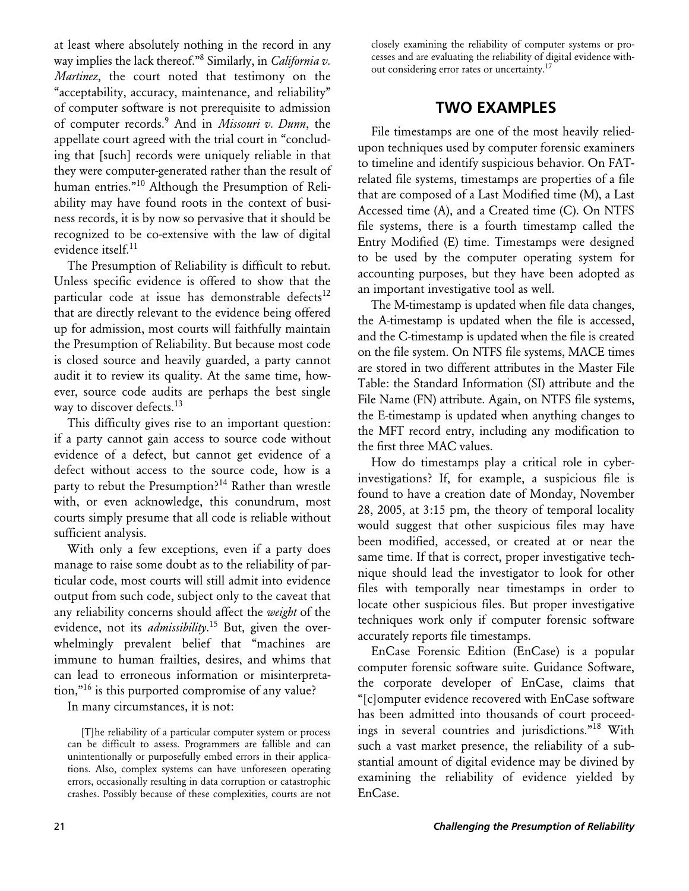at least where absolutely nothing in the record in any way implies the lack thereof."[8] Similarly, in *California v. Martinez*, the court noted that testimony on the "acceptability, accuracy, maintenance, and reliability" of computer software is not prerequisite to admission of computer records.[9] And in *Missouri v. Dunn*, the appellate court agreed with the trial court in "concluding that [such] records were uniquely reliable in that they were computer-generated rather than the result of human entries."[10] Although the Presumption of Reliability may have found roots in the context of business records, it is by now so pervasive that it should be recognized to be co-extensive with the law of digital evidence itself.[11]

The Presumption of Reliability is difficult to rebut. Unless specific evidence is offered to show that the particular code at issue has demonstrable defects[12] that are directly relevant to the evidence being offered up for admission, most courts will faithfully maintain the Presumption of Reliability. But because most code is closed source and heavily guarded, a party cannot audit it to review its quality. At the same time, however, source code audits are perhaps the best single way to discover defects.[13]

This difficulty gives rise to an important question: if a party cannot gain access to source code without evidence of a defect, but cannot get evidence of a defect without access to the source code, how is a party to rebut the Presumption?[14] Rather than wrestle with, or even acknowledge, this conundrum, most courts simply presume that all code is reliable without sufficient analysis.

With only a few exceptions, even if a party does manage to raise some doubt as to the reliability of particular code, most courts will still admit into evidence output from such code, subject only to the caveat that any reliability concerns should affect the *weight* of the evidence, not its *admissibility*.[15] But, given the overwhelmingly prevalent belief that "machines are immune to human frailties, desires, and whims that can lead to erroneous information or misinterpretation,"[16] is this purported compromise of any value?

In many circumstances, it is not:

> [T]he reliability of a particular computer system or process can be difficult to assess. Programmers are fallible and can unintentionally or purposefully embed errors in their applications. Also, complex systems can have unforeseen operating errors, occasionally resulting in data corruption or catastrophic crashes. Possibly because of these complexities, courts are not closely examining the reliability of computer systems or processes and are evaluating the reliability of digital evidence without considering error rates or uncertainty.[17]

## TWO EXAMPLES

File timestamps are one of the most heavily relied-upon techniques used by computer forensic examiners to timeline and identify suspicious behavior. On FAT-related file systems, timestamps are properties of a file that are composed of a Last Modified time (M), a Last Accessed time (A), and a Created time (C). On NTFS file systems, there is a fourth timestamp called the Entry Modified (E) time. Timestamps were designed to be used by the computer operating system for accounting purposes, but they have been adopted as an important investigative tool as well.

The M-timestamp is updated when file data changes, the A-timestamp is updated when the file is accessed, and the C-timestamp is updated when the file is created on the file system. On NTFS file systems, MACE times are stored in two different attributes in the Master File Table: the Standard Information (SI) attribute and the File Name (FN) attribute. Again, on NTFS file systems, the E-timestamp is updated when anything changes to the MFT record entry, including any modification to the first three MAC values.

How do timestamps play a critical role in cyber-investigations? If, for example, a suspicious file is found to have a creation date of Monday, November 28, 2005, at 3:15 pm, the theory of temporal locality would suggest that other suspicious files may have been modified, accessed, or created at or near the same time. If that is correct, proper investigative technique should lead the investigator to look for other files with temporally near timestamps in order to locate other suspicious files. But proper investigative techniques work only if computer forensic software accurately reports file timestamps.

EnCase Forensic Edition (EnCase) is a popular computer forensic software suite. Guidance Software, the corporate developer of EnCase, claims that "[c]omputer evidence recovered with EnCase software has been admitted into thousands of court proceedings in several countries and jurisdictions."[18] With such a vast market presence, the reliability of a substantial amount of digital evidence may be divined by examining the reliability of evidence yielded by EnCase.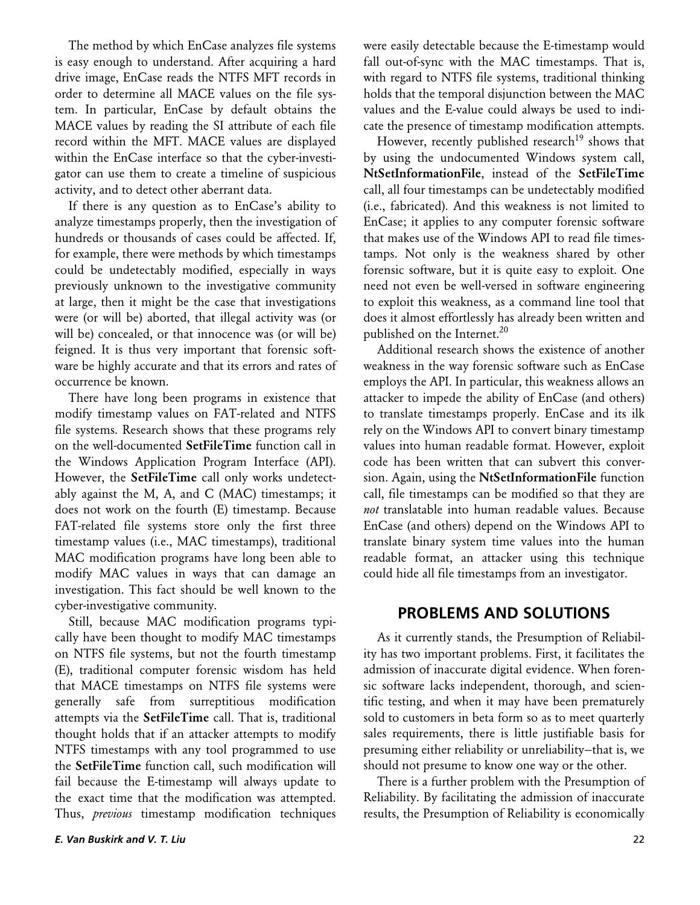The method by which EnCase analyzes file systems is easy enough to understand. After acquiring a hard drive image, EnCase reads the NTFS MFT records in order to determine all MACE values on the file system. In particular, EnCase by default obtains the MACE values by reading the SI attribute of each file record within the MFT. MACE values are displayed within the EnCase interface so that the cyber-investigator can use them to create a timeline of suspicious activity, and to detect other aberrant data.

If there is any question as to EnCase's ability to analyze timestamps properly, then the investigation of hundreds or thousands of cases could be affected. If, for example, there were methods by which timestamps could be undetectably modified, especially in ways previously unknown to the investigative community at large, then it might be the case that investigations were (or will be) aborted, that illegal activity was (or will be) concealed, or that innocence was (or will be) feigned. It is thus very important that forensic software be highly accurate and that its errors and rates of occurrence be known.

There have long been programs in existence that modify timestamp values on FAT-related and NTFS file systems. Research shows that these programs rely on the well-documented **SetFileTime** function call in the Windows Application Program Interface (API). However, the **SetFileTime** call only works undetectably against the M, A, and C (MAC) timestamps; it does not work on the fourth (E) timestamp. Because FAT-related file systems store only the first three timestamp values (i.e., MAC timestamps), traditional MAC modification programs have long been able to modify MAC values in ways that can damage an investigation. This fact should be well known to the cyber-investigative community.

Still, because MAC modification programs typically have been thought to modify MAC timestamps on NTFS file systems, but not the fourth timestamp (E), traditional computer forensic wisdom has held that MACE timestamps on NTFS file systems were generally safe from surreptitious modification attempts via the **SetFileTime** call. That is, traditional thought holds that if an attacker attempts to modify NTFS timestamps with any tool programmed to use the **SetFileTime** function call, such modification will fail because the E-timestamp will always update to the exact time that the modification was attempted. Thus, *previous* timestamp modification techniques were easily detectable because the E-timestamp would fall out-of-sync with the MAC timestamps. That is, with regard to NTFS file systems, traditional thinking holds that the temporal disjunction between the MAC values and the E-value could always be used to indicate the presence of timestamp modification attempts.

However, recently published research[19] shows that by using the undocumented Windows system call, **NtSetInformationFile**, instead of the **SetFileTime** call, all four timestamps can be undetectably modified (i.e., fabricated). And this weakness is not limited to EnCase; it applies to any computer forensic software that makes use of the Windows API to read file timestamps. Not only is the weakness shared by other forensic software, but it is quite easy to exploit. One need not even be well-versed in software engineering to exploit this weakness, as a command line tool that does it almost effortlessly has already been written and published on the Internet.[20]

Additional research shows the existence of another weakness in the way forensic software such as EnCase employs the API. In particular, this weakness allows an attacker to impede the ability of EnCase (and others) to translate timestamps properly. EnCase and its ilk rely on the Windows API to convert binary timestamp values into human readable format. However, exploit code has been written that can subvert this conversion. Again, using the **NtSetInformationFile** function call, file timestamps can be modified so that they are *not* translatable into human readable values. Because EnCase (and others) depend on the Windows API to translate binary system time values into the human readable format, an attacker using this technique could hide all file timestamps from an investigator.

## PROBLEMS AND SOLUTIONS

As it currently stands, the Presumption of Reliability has two important problems. First, it facilitates the admission of inaccurate digital evidence. When forensic software lacks independent, thorough, and scientific testing, and when it may have been prematurely sold to customers in beta form so as to meet quarterly sales requirements, there is little justifiable basis for presuming either reliability or unreliability—that is, we should not presume to know one way or the other.

There is a further problem with the Presumption of Reliability. By facilitating the admission of inaccurate results, the Presumption of Reliability is economically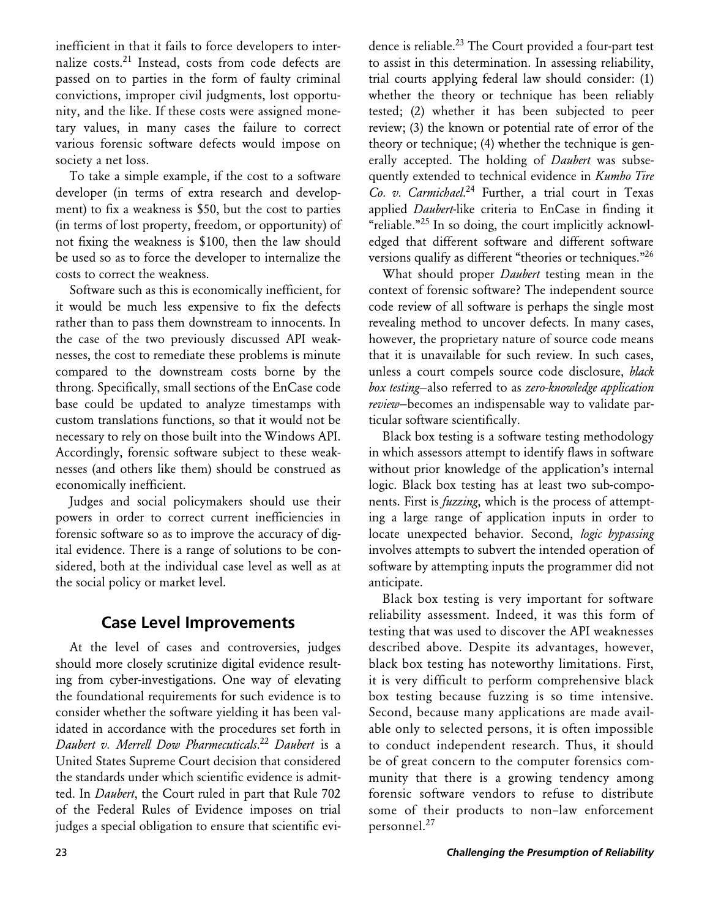inefficient in that it fails to force developers to internalize costs.[21] Instead, costs from code defects are passed on to parties in the form of faulty criminal convictions, improper civil judgments, lost opportunity, and the like. If these costs were assigned monetary values, in many cases the failure to correct various forensic software defects would impose on society a net loss.

To take a simple example, if the cost to a software developer (in terms of extra research and development) to fix a weakness is $50, but the cost to parties (in terms of lost property, freedom, or opportunity) of not fixing the weakness is $100, then the law should be used so as to force the developer to internalize the costs to correct the weakness.

Software such as this is economically inefficient, for it would be much less expensive to fix the defects rather than to pass them downstream to innocents. In the case of the two previously discussed API weaknesses, the cost to remediate these problems is minute compared to the downstream costs borne by the throng. Specifically, small sections of the EnCase code base could be updated to analyze timestamps with custom translations functions, so that it would not be necessary to rely on those built into the Windows API. Accordingly, forensic software subject to these weaknesses (and others like them) should be construed as economically inefficient.

Judges and social policymakers should use their powers in order to correct current inefficiencies in forensic software so as to improve the accuracy of digital evidence. There is a range of solutions to be considered, both at the individual case level as well as at the social policy or market level.

## Case Level Improvements

At the level of cases and controversies, judges should more closely scrutinize digital evidence resulting from cyber-investigations. One way of elevating the foundational requirements for such evidence is to consider whether the software yielding it has been validated in accordance with the procedures set forth in *Daubert v. Merrell Dow Pharmeceuticals*.[22] *Daubert* is a United States Supreme Court decision that considered the standards under which scientific evidence is admitted. In *Daubert*, the Court ruled in part that Rule 702 of the Federal Rules of Evidence imposes on trial judges a special obligation to ensure that scientific evidence is reliable.[23] The Court provided a four-part test to assist in this determination. In assessing reliability, trial courts applying federal law should consider: (1) whether the theory or technique has been reliably tested; (2) whether it has been subjected to peer review; (3) the known or potential rate of error of the theory or technique; (4) whether the technique is generally accepted. The holding of *Daubert* was subsequently extended to technical evidence in *Kumho Tire Co. v. Carmichael*.[24] Further, a trial court in Texas applied *Daubert*-like criteria to EnCase in finding it "reliable."[25] In so doing, the court implicitly acknowledged that different software and different software versions qualify as different "theories or techniques."[26]

What should proper *Daubert* testing mean in the context of forensic software? The independent source code review of all software is perhaps the single most revealing method to uncover defects. In many cases, however, the proprietary nature of source code means that it is unavailable for such review. In such cases, unless a court compels source code disclosure, *black box testing*—also referred to as *zero-knowledge application review*—becomes an indispensable way to validate particular software scientifically.

Black box testing is a software testing methodology in which assessors attempt to identify flaws in software without prior knowledge of the application's internal logic. Black box testing has at least two sub-components. First is *fuzzing*, which is the process of attempting a large range of application inputs in order to locate unexpected behavior. Second, *logic bypassing* involves attempts to subvert the intended operation of software by attempting inputs the programmer did not anticipate.

Black box testing is very important for software reliability assessment. Indeed, it was this form of testing that was used to discover the API weaknesses described above. Despite its advantages, however, black box testing has noteworthy limitations. First, it is very difficult to perform comprehensive black box testing because fuzzing is so time intensive. Second, because many applications are made available only to selected persons, it is often impossible to conduct independent research. Thus, it should be of great concern to the computer forensics community that there is a growing tendency among forensic software vendors to refuse to distribute some of their products to non–law enforcement personnel.[27]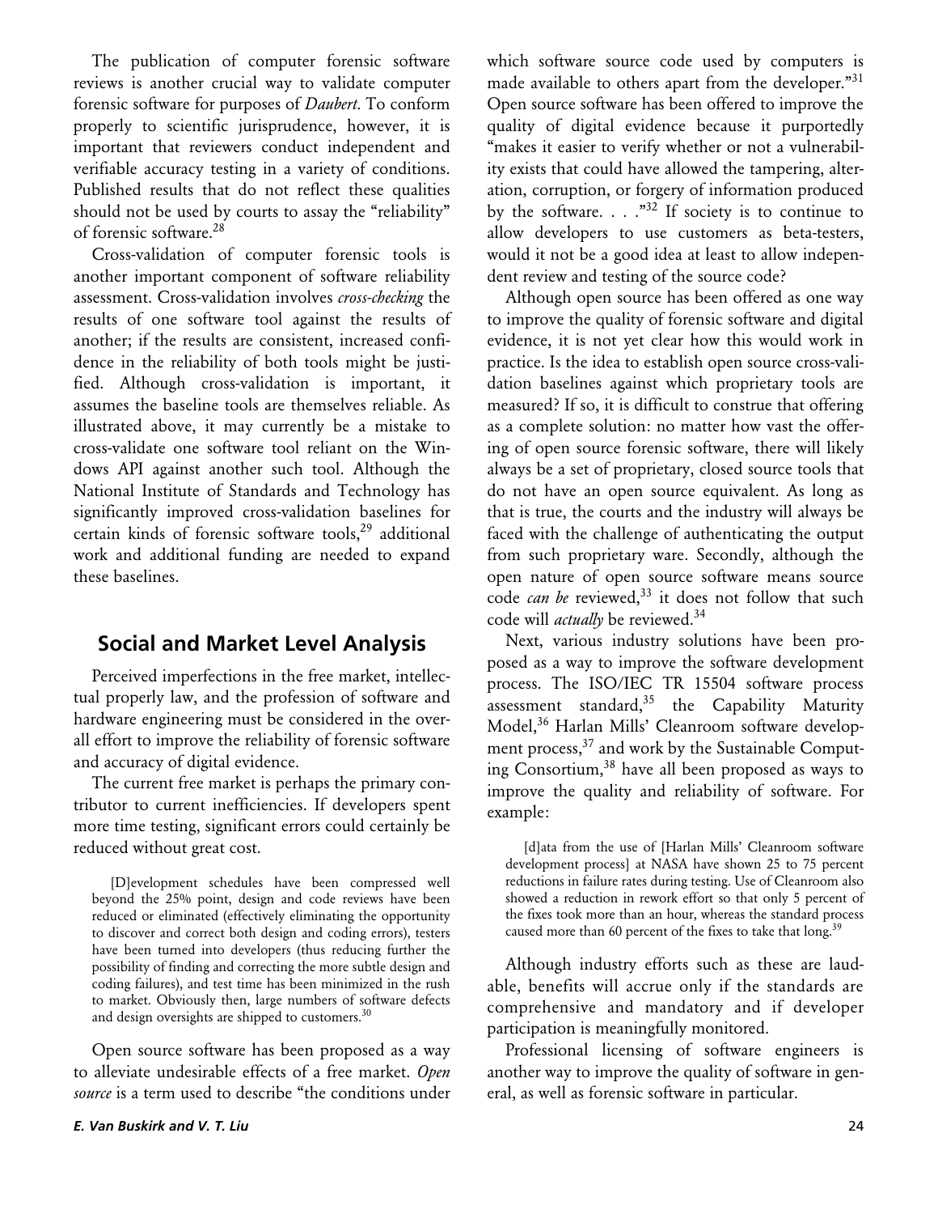The publication of computer forensic software reviews is another crucial way to validate computer forensic software for purposes of *Daubert*. To conform properly to scientific jurisprudence, however, it is important that reviewers conduct independent and verifiable accuracy testing in a variety of conditions. Published results that do not reflect these qualities should not be used by courts to assay the "reliability" of forensic software.[28]

Cross-validation of computer forensic tools is another important component of software reliability assessment. Cross-validation involves *cross-checking* the results of one software tool against the results of another; if the results are consistent, increased confidence in the reliability of both tools might be justified. Although cross-validation is important, it assumes the baseline tools are themselves reliable. As illustrated above, it may currently be a mistake to cross-validate one software tool reliant on the Windows API against another such tool. Although the National Institute of Standards and Technology has significantly improved cross-validation baselines for certain kinds of forensic software tools,[29] additional work and additional funding are needed to expand these baselines.

## Social and Market Level Analysis

Perceived imperfections in the free market, intellectual properly law, and the profession of software and hardware engineering must be considered in the overall effort to improve the reliability of forensic software and accuracy of digital evidence.

The current free market is perhaps the primary contributor to current inefficiencies. If developers spent more time testing, significant errors could certainly be reduced without great cost.

> [D]evelopment schedules have been compressed well beyond the 25% point, design and code reviews have been reduced or eliminated (effectively eliminating the opportunity to discover and correct both design and coding errors), testers have been turned into developers (thus reducing further the possibility of finding and correcting the more subtle design and coding failures), and test time has been minimized in the rush to market. Obviously then, large numbers of software defects and design oversights are shipped to customers.[30]

Open source software has been proposed as a way to alleviate undesirable effects of a free market. *Open source* is a term used to describe "the conditions under which software source code used by computers is made available to others apart from the developer."[31] Open source software has been offered to improve the quality of digital evidence because it purportedly "makes it easier to verify whether or not a vulnerability exists that could have allowed the tampering, alteration, corruption, or forgery of information produced by the software. . . ."[32] If society is to continue to allow developers to use customers as beta-testers, would it not be a good idea at least to allow independent review and testing of the source code?

Although open source has been offered as one way to improve the quality of forensic software and digital evidence, it is not yet clear how this would work in practice. Is the idea to establish open source cross-validation baselines against which proprietary tools are measured? If so, it is difficult to construe that offering as a complete solution: no matter how vast the offering of open source forensic software, there will likely always be a set of proprietary, closed source tools that do not have an open source equivalent. As long as that is true, the courts and the industry will always be faced with the challenge of authenticating the output from such proprietary ware. Secondly, although the open nature of open source software means source code *can be* reviewed,[33] it does not follow that such code will *actually* be reviewed.[34]

Next, various industry solutions have been proposed as a way to improve the software development process. The ISO/IEC TR 15504 software process assessment standard,[35] the Capability Maturity Model,[36] Harlan Mills' Cleanroom software development process,[37] and work by the Sustainable Computing Consortium,[38] have all been proposed as ways to improve the quality and reliability of software. For example:

> [d]ata from the use of [Harlan Mills' Cleanroom software development process] at NASA have shown 25 to 75 percent reductions in failure rates during testing. Use of Cleanroom also showed a reduction in rework effort so that only 5 percent of the fixes took more than an hour, whereas the standard process caused more than 60 percent of the fixes to take that long.[39]

Although industry efforts such as these are laudable, benefits will accrue only if the standards are comprehensive and mandatory and if developer participation is meaningfully monitored.

Professional licensing of software engineers is another way to improve the quality of software in general, as well as forensic software in particular.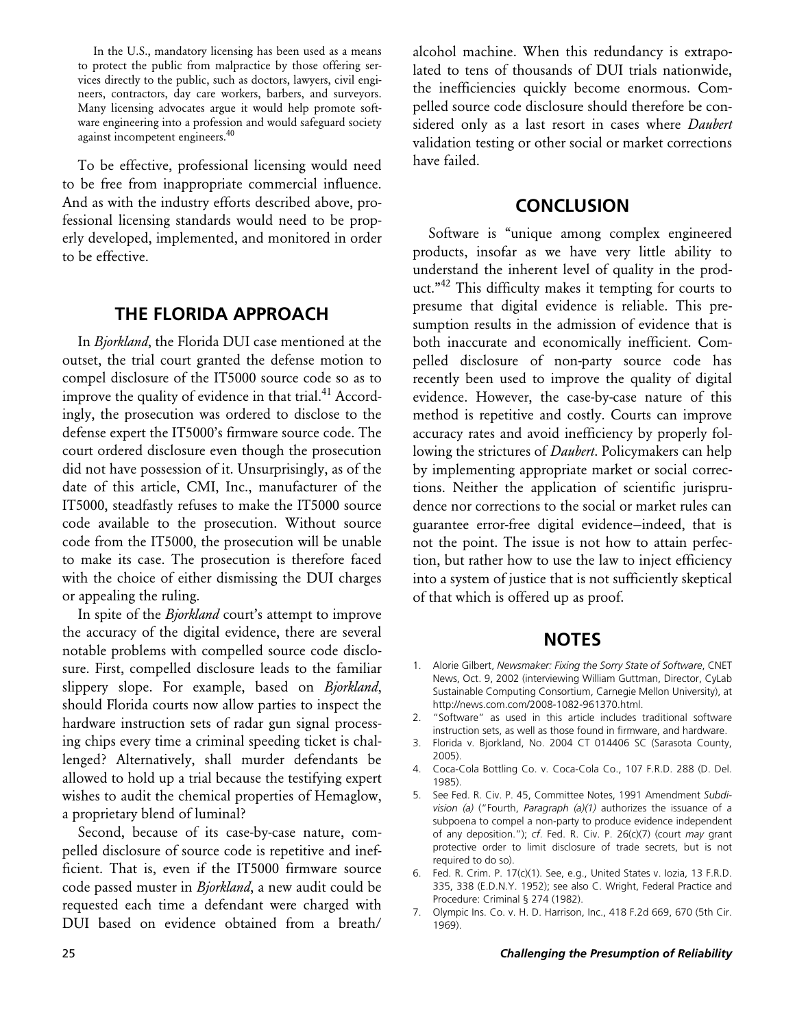In the U.S., mandatory licensing has been used as a means to protect the public from malpractice by those offering services directly to the public, such as doctors, lawyers, civil engineers, contractors, day care workers, barbers, and surveyors. Many licensing advocates argue it would help promote software engineering into a profession and would safeguard society against incompetent engineers.[40]

To be effective, professional licensing would need to be free from inappropriate commercial influence. And as with the industry efforts described above, professional licensing standards would need to be properly developed, implemented, and monitored in order to be effective.

## THE FLORIDA APPROACH

In *Bjorkland*, the Florida DUI case mentioned at the outset, the trial court granted the defense motion to compel disclosure of the IT5000 source code so as to improve the quality of evidence in that trial.[41] Accordingly, the prosecution was ordered to disclose to the defense expert the IT5000's firmware source code. The court ordered disclosure even though the prosecution did not have possession of it. Unsurprisingly, as of the date of this article, CMI, Inc., manufacturer of the IT5000, steadfastly refuses to make the IT5000 source code available to the prosecution. Without source code from the IT5000, the prosecution will be unable to make its case. The prosecution is therefore faced with the choice of either dismissing the DUI charges or appealing the ruling.

In spite of the *Bjorkland* court's attempt to improve the accuracy of the digital evidence, there are several notable problems with compelled source code disclosure. First, compelled disclosure leads to the familiar slippery slope. For example, based on *Bjorkland*, should Florida courts now allow parties to inspect the hardware instruction sets of radar gun signal processing chips every time a criminal speeding ticket is challenged? Alternatively, shall murder defendants be allowed to hold up a trial because the testifying expert wishes to audit the chemical properties of Hemaglow, a proprietary blend of luminal?

Second, because of its case-by-case nature, compelled disclosure of source code is repetitive and inefficient. That is, even if the IT5000 firmware source code passed muster in *Bjorkland*, a new audit could be requested each time a defendant were charged with DUI based on evidence obtained from a breath/alcohol machine. When this redundancy is extrapolated to tens of thousands of DUI trials nationwide, the inefficiencies quickly become enormous. Compelled source code disclosure should therefore be considered only as a last resort in cases where *Daubert* validation testing or other social or market corrections have failed.

## CONCLUSION

Software is "unique among complex engineered products, insofar as we have very little ability to understand the inherent level of quality in the product."[42] This difficulty makes it tempting for courts to presume that digital evidence is reliable. This presumption results in the admission of evidence that is both inaccurate and economically inefficient. Compelled disclosure of non-party source code has recently been used to improve the quality of digital evidence. However, the case-by-case nature of this method is repetitive and costly. Courts can improve accuracy rates and avoid inefficiency by properly following the strictures of *Daubert*. Policymakers can help by implementing appropriate market or social corrections. Neither the application of scientific jurisprudence nor corrections to the social or market rules can guarantee error-free digital evidence–indeed, that is not the point. The issue is not how to attain perfection, but rather how to use the law to inject efficiency into a system of justice that is not sufficiently skeptical of that which is offered up as proof.

## NOTES

1. Alorie Gilbert, *Newsmaker: Fixing the Sorry State of Software*, CNET News, Oct. 9, 2002 (interviewing William Guttman, Director, CyLab Sustainable Computing Consortium, Carnegie Mellon University), at http://news.com.com/2008-1082-961370.html.
2. "Software" as used in this article includes traditional software instruction sets, as well as those found in firmware, and hardware.
3. Florida v. Bjorkland, No. 2004 CT 014406 SC (Sarasota County, 2005).
4. Coca-Cola Bottling Co. v. Coca-Cola Co., 107 F.R.D. 288 (D. Del. 1985).
5. See Fed. R. Civ. P. 45, Committee Notes, 1991 Amendment *Subdivision (a)* ("Fourth, *Paragraph (a)(1)* authorizes the issuance of a subpoena to compel a non-party to produce evidence independent of any deposition."); *cf*. Fed. R. Civ. P. 26(c)(7) (court *may* grant protective order to limit disclosure of trade secrets, but is not required to do so).
6. Fed. R. Crim. P. 17(c)(1). See, e.g., United States v. Iozia, 13 F.R.D. 335, 338 (E.D.N.Y. 1952); see also C. Wright, Federal Practice and Procedure: Criminal § 274 (1982).
7. Olympic Ins. Co. v. H. D. Harrison, Inc., 418 F.2d 669, 670 (5th Cir. 1969).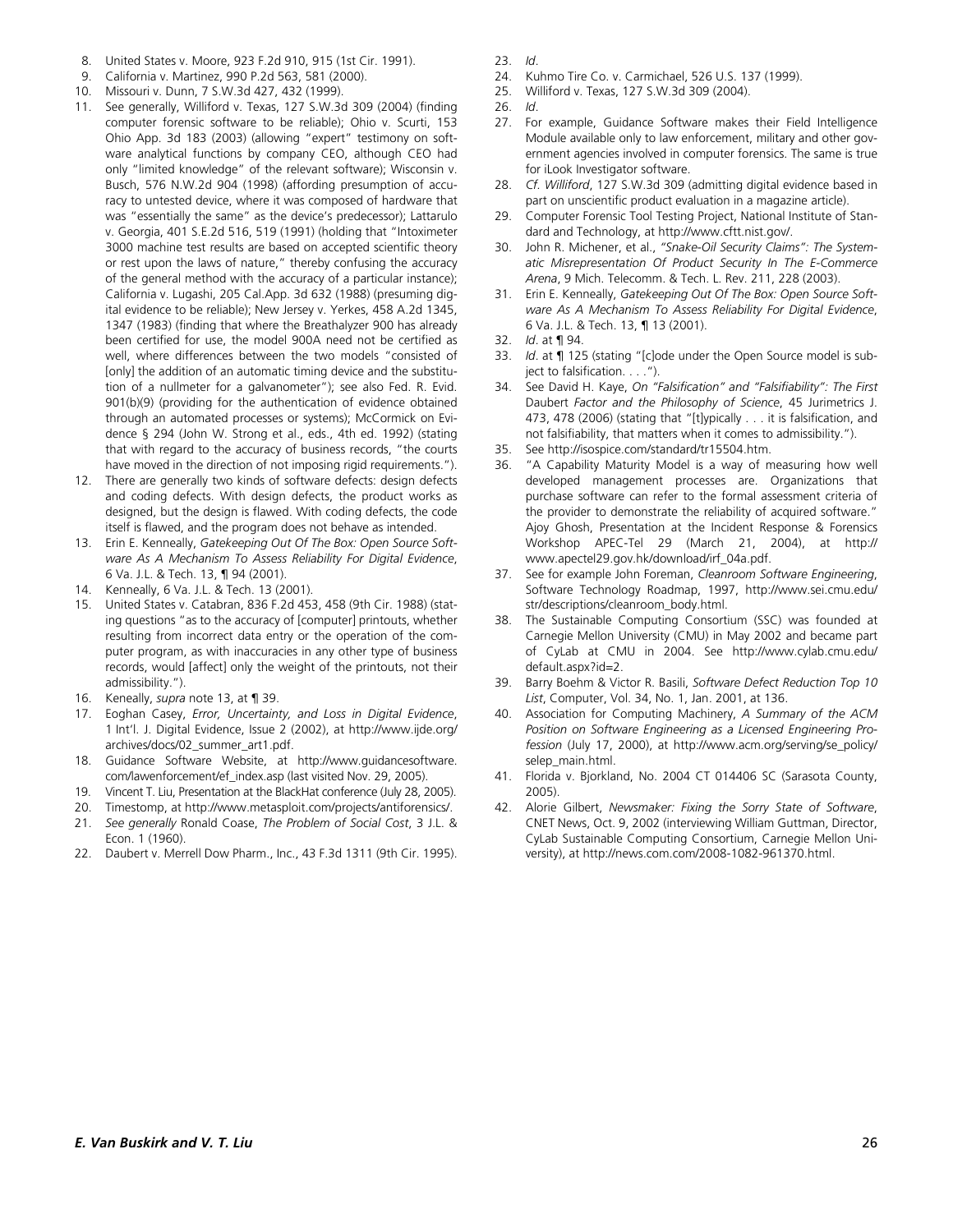8. United States v. Moore, 923 F.2d 910, 915 (1st Cir. 1991).
9. California v. Martinez, 990 P.2d 563, 581 (2000).
10. Missouri v. Dunn, 7 S.W.3d 427, 432 (1999).
11. See generally, Williford v. Texas, 127 S.W.3d 309 (2004) (finding computer forensic software to be reliable); Ohio v. Scurti, 153 Ohio App. 3d 183 (2003) (allowing "expert" testimony on software analytical functions by company CEO, although CEO had only "limited knowledge" of the relevant software); Wisconsin v. Busch, 576 N.W.2d 904 (1998) (affording presumption of accuracy to untested device, where it was composed of hardware that was "essentially the same" as the device's predecessor); Lattarulo v. Georgia, 401 S.E.2d 516, 519 (1991) (holding that "Intoximeter 3000 machine test results are based on accepted scientific theory or rest upon the laws of nature," thereby confusing the accuracy of the general method with the accuracy of a particular instance); California v. Lugashi, 205 Cal.App. 3d 632 (1988) (presuming digital evidence to be reliable); New Jersey v. Yerkes, 458 A.2d 1345, 1347 (1983) (finding that where the Breathalyzer 900 has already been certified for use, the model 900A need not be certified as well, where differences between the two models "consisted of [only] the addition of an automatic timing device and the substitution of a nullmeter for a galvanometer"); see also Fed. R. Evid. 901(b)(9) (providing for the authentication of evidence obtained through an automated processes or systems); McCormick on Evidence § 294 (John W. Strong et al., eds., 4th ed. 1992) (stating that with regard to the accuracy of business records, "the courts have moved in the direction of not imposing rigid requirements.").
12. There are generally two kinds of software defects: design defects and coding defects. With design defects, the product works as designed, but the design is flawed. With coding defects, the code itself is flawed, and the program does not behave as intended.
13. Erin E. Kenneally, *Gatekeeping Out Of The Box: Open Source Software As A Mechanism To Assess Reliability For Digital Evidence*, 6 Va. J.L. & Tech. 13, ¶ 94 (2001).
14. Kenneally, 6 Va. J.L. & Tech. 13 (2001).
15. United States v. Catabran, 836 F.2d 453, 458 (9th Cir. 1988) (stating questions "as to the accuracy of [computer] printouts, whether resulting from incorrect data entry or the operation of the computer program, as with inaccuracies in any other type of business records, would [affect] only the weight of the printouts, not their admissibility.").
16. Keneally, *supra* note 13, at ¶ 39.
17. Eoghan Casey, *Error, Uncertainty, and Loss in Digital Evidence*, 1 Int'l. J. Digital Evidence, Issue 2 (2002), at http://www.ijde.org/archives/docs/02_summer_art1.pdf.
18. Guidance Software Website, at http://www.guidancesoftware.com/lawenforcement/ef_index.asp (last visited Nov. 29, 2005).
19. Vincent T. Liu, Presentation at the BlackHat conference (July 28, 2005).
20. Timestomp, at http://www.metasploit.com/projects/antiforensics/.
21. *See generally* Ronald Coase, *The Problem of Social Cost*, 3 J.L. & Econ. 1 (1960).
22. Daubert v. Merrell Dow Pharm., Inc., 43 F.3d 1311 (9th Cir. 1995).
23. *Id*.
24. Kuhmo Tire Co. v. Carmichael, 526 U.S. 137 (1999).
25. Williford v. Texas, 127 S.W.3d 309 (2004).
26. *Id*.
27. For example, Guidance Software makes their Field Intelligence Module available only to law enforcement, military and other government agencies involved in computer forensics. The same is true for iLook Investigator software.
28. *Cf. Williford*, 127 S.W.3d 309 (admitting digital evidence based in part on unscientific product evaluation in a magazine article).
29. Computer Forensic Tool Testing Project, National Institute of Standard and Technology, at http://www.cftt.nist.gov/.
30. John R. Michener, et al., *"Snake-Oil Security Claims": The Systematic Misrepresentation Of Product Security In The E-Commerce Arena*, 9 Mich. Telecomm. & Tech. L. Rev. 211, 228 (2003).
31. Erin E. Kenneally, *Gatekeeping Out Of The Box: Open Source Software As A Mechanism To Assess Reliability For Digital Evidence*, 6 Va. J.L. & Tech. 13, ¶ 13 (2001).
32. *Id*. at ¶ 94.
33. *Id*. at ¶ 125 (stating "[c]ode under the Open Source model is subject to falsification. . . .").
34. See David H. Kaye, *On "Falsification" and "Falsifiability": The First* Daubert *Factor and the Philosophy of Science*, 45 Jurimetrics J. 473, 478 (2006) (stating that "[t]ypically . . . it is falsification, and not falsifiability, that matters when it comes to admissibility.").
35. See http://isospice.com/standard/tr15504.htm.
36. "A Capability Maturity Model is a way of measuring how well developed management processes are. Organizations that purchase software can refer to the formal assessment criteria of the provider to demonstrate the reliability of acquired software." Ajoy Ghosh, Presentation at the Incident Response & Forensics Workshop APEC-Tel 29 (March 21, 2004), at http://www.apectel29.gov.hk/download/irf_04a.pdf.
37. See for example John Foreman, *Cleanroom Software Engineering*, Software Technology Roadmap, 1997, http://www.sei.cmu.edu/str/descriptions/cleanroom_body.html.
38. The Sustainable Computing Consortium (SSC) was founded at Carnegie Mellon University (CMU) in May 2002 and became part of CyLab at CMU in 2004. See http://www.cylab.cmu.edu/default.aspx?id=2.
39. Barry Boehm & Victor R. Basili, *Software Defect Reduction Top 10 List*, Computer, Vol. 34, No. 1, Jan. 2001, at 136.
40. Association for Computing Machinery, *A Summary of the ACM Position on Software Engineering as a Licensed Engineering Profession* (July 17, 2000), at http://www.acm.org/serving/se_policy/selep_main.html.
41. Florida v. Bjorkland, No. 2004 CT 014406 SC (Sarasota County, 2005).
42. Alorie Gilbert, *Newsmaker: Fixing the Sorry State of Software*, CNET News, Oct. 9, 2002 (interviewing William Guttman, Director, CyLab Sustainable Computing Consortium, Carnegie Mellon University), at http://news.com.com/2008-1082-961370.html.